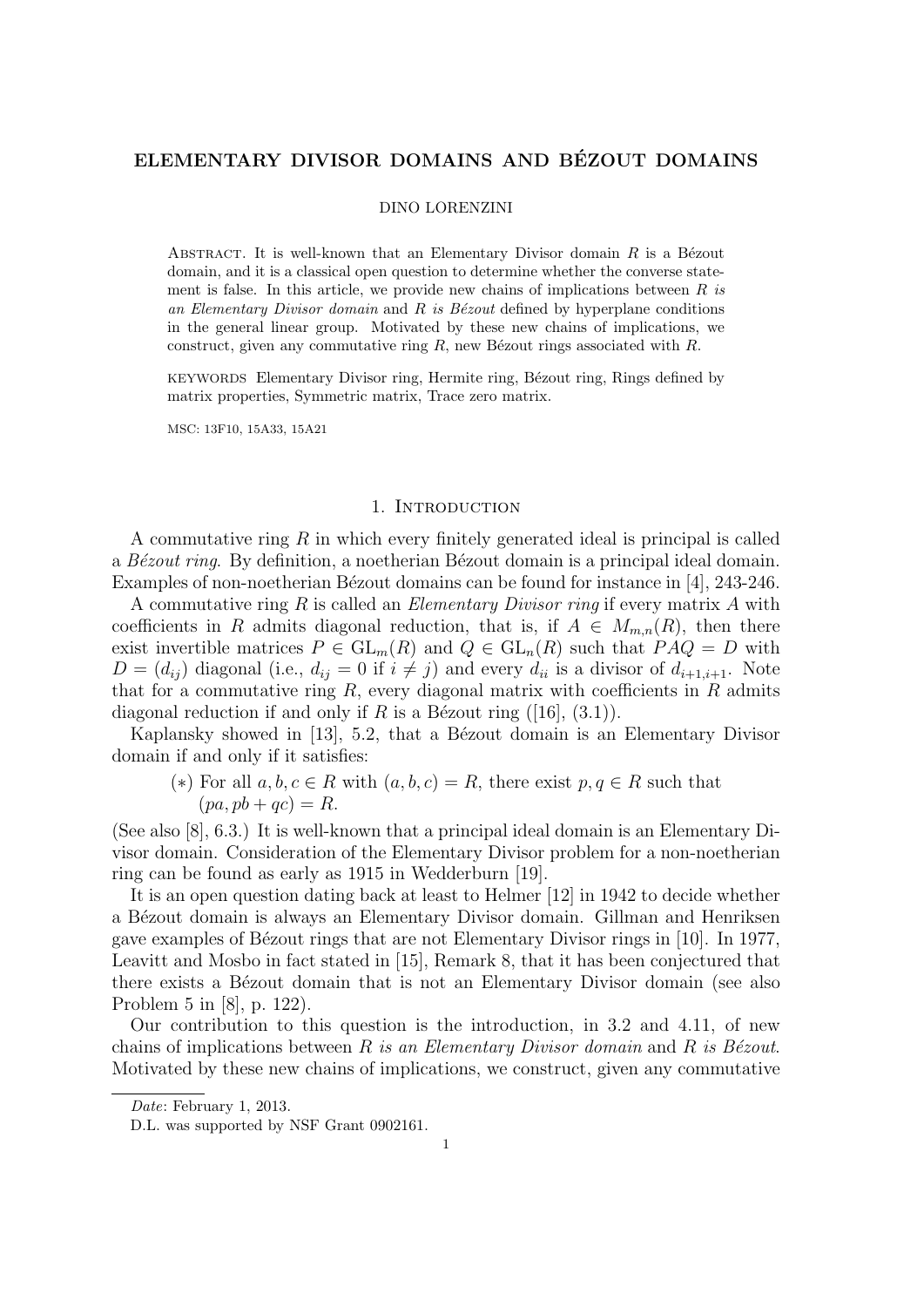# ELEMENTARY DIVISOR DOMAINS AND BÉZOUT DOMAINS

DINO LORENZINI

Abstract. It is well-known that an Elementary Divisor domain $R$ is a Bézout domain, and it is a classical open question to determine whether the converse statement is false. In this article, we provide new chains of implications between *$R$ is an Elementary Divisor domain* and *$R$ is Bézout* defined by hyperplane conditions in the general linear group. Motivated by these new chains of implications, we construct, given any commutative ring $R$, new Bézout rings associated with $R$.

keywords Elementary Divisor ring, Hermite ring, Bézout ring, Rings defined by matrix properties, Symmetric matrix, Trace zero matrix.

MSC: 13F10, 15A33, 15A21

## 1. Introduction

A commutative ring $R$ in which every finitely generated ideal is principal is called a *Bézout ring*. By definition, a noetherian Bézout domain is a principal ideal domain. Examples of non-noetherian Bézout domains can be found for instance in [4], 243-246.

A commutative ring $R$ is called an *Elementary Divisor ring* if every matrix $A$ with coefficients in $R$ admits diagonal reduction, that is, if $A \in M_{m,n}(R)$, then there exist invertible matrices $P \in \mathrm{GL}_m(R)$ and $Q \in \mathrm{GL}_n(R)$ such that $PAQ = D$ with $D = (d_{ij})$ diagonal (i.e., $d_{ij} = 0$ if $i \neq j$) and every $d_{ii}$ is a divisor of $d_{i+1,i+1}$. Note that for a commutative ring $R$, every diagonal matrix with coefficients in $R$ admits diagonal reduction if and only if $R$ is a Bézout ring ([16], (3.1)).

Kaplansky showed in [13], 5.2, that a Bézout domain is an Elementary Divisor domain if and only if it satisfies:

($*$) For all $a, b, c \in R$ with $(a, b, c) = R$, there exist $p, q \in R$ such that $(pa, pb + qc) = R$.

(See also [8], 6.3.) It is well-known that a principal ideal domain is an Elementary Divisor domain. Consideration of the Elementary Divisor problem for a non-noetherian ring can be found as early as 1915 in Wedderburn [19].

It is an open question dating back at least to Helmer [12] in 1942 to decide whether a Bézout domain is always an Elementary Divisor domain. Gillman and Henriksen gave examples of Bézout rings that are not Elementary Divisor rings in [10]. In 1977, Leavitt and Mosbo in fact stated in [15], Remark 8, that it has been conjectured that there exists a Bézout domain that is not an Elementary Divisor domain (see also Problem 5 in [8], p. 122).

Our contribution to this question is the introduction, in 3.2 and 4.11, of new chains of implications between *$R$ is an Elementary Divisor domain* and *$R$ is Bézout*. Motivated by these new chains of implications, we construct, given any commutative

*Date*: February 1, 2013.

D.L. was supported by NSF Grant 0902161.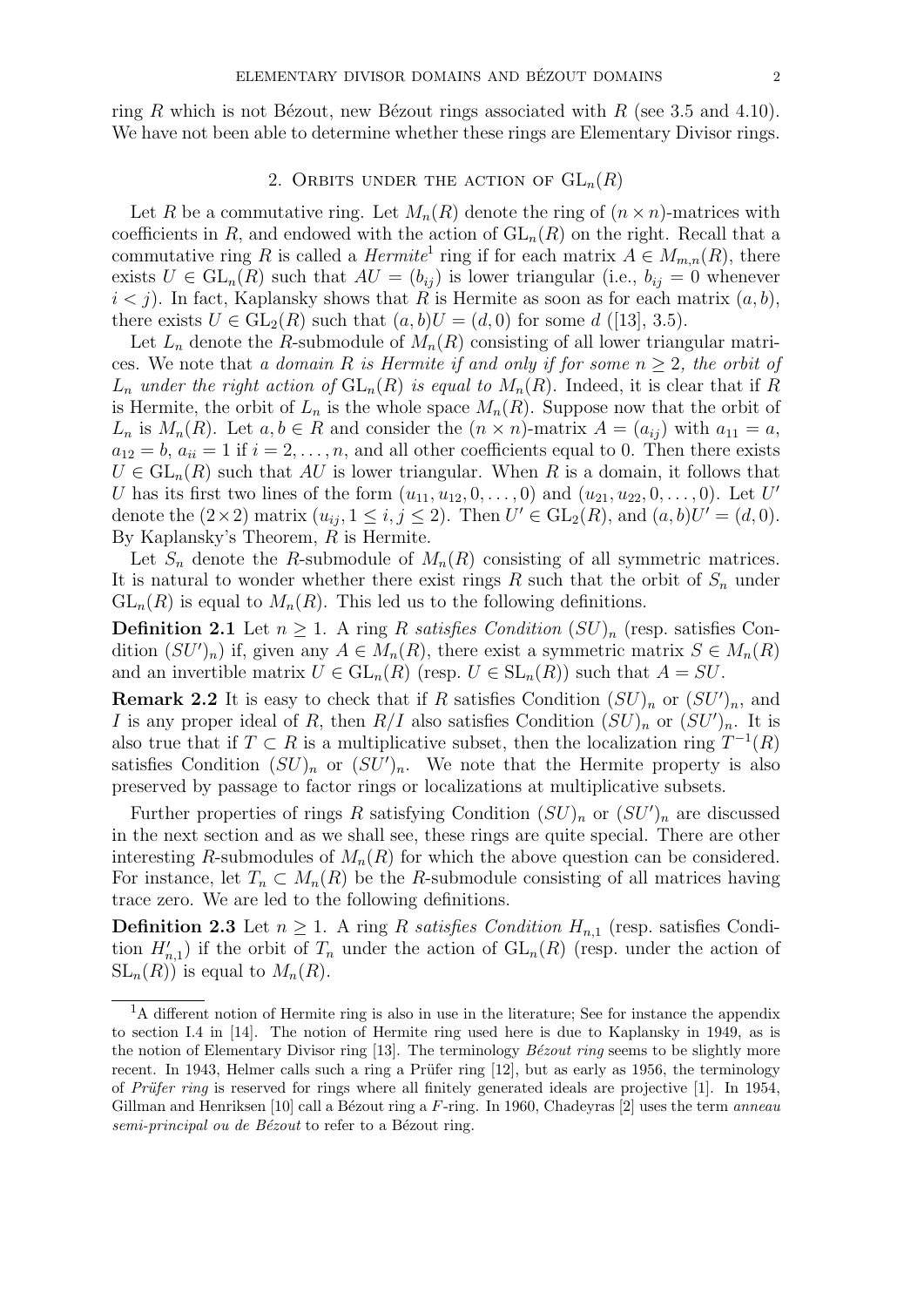ring $R$ which is not Bézout, new Bézout rings associated with $R$ (see 3.5 and 4.10). We have not been able to determine whether these rings are Elementary Divisor rings.

## 2. Orbits under the action of $\mathrm{GL}_n(R)$

Let $R$ be a commutative ring. Let $M_n(R)$ denote the ring of $(n \times n)$-matrices with coefficients in $R$, and endowed with the action of $\mathrm{GL}_n(R)$ on the right. Recall that a commutative ring $R$ is called a *Hermite*[1] ring if for each matrix $A \in M_{m,n}(R)$, there exists $U \in \mathrm{GL}_n(R)$ such that $AU = (b_{ij})$ is lower triangular (i.e., $b_{ij} = 0$ whenever $i < j$). In fact, Kaplansky shows that $R$ is Hermite as soon as for each matrix $(a, b)$, there exists $U \in \mathrm{GL}_2(R)$ such that $(a, b)U = (d, 0)$ for some $d$ ([13], 3.5).

Let $L_n$ denote the $R$-submodule of $M_n(R)$ consisting of all lower triangular matrices. We note that *a domain $R$ is Hermite if and only if for some $n \geq 2$, the orbit of $L_n$ under the right action of $\mathrm{GL}_n(R)$ is equal to $M_n(R)$*. Indeed, it is clear that if $R$ is Hermite, the orbit of $L_n$ is the whole space $M_n(R)$. Suppose now that the orbit of $L_n$ is $M_n(R)$. Let $a, b \in R$ and consider the $(n \times n)$-matrix $A = (a_{ij})$ with $a_{11} = a$, $a_{12} = b$, $a_{ii} = 1$ if $i = 2, \ldots, n$, and all other coefficients equal to 0. Then there exists $U \in \mathrm{GL}_n(R)$ such that $AU$ is lower triangular. When $R$ is a domain, it follows that $U$ has its first two lines of the form $(u_{11}, u_{12}, 0, \ldots, 0)$ and $(u_{21}, u_{22}, 0, \ldots, 0)$. Let $U'$ denote the $(2 \times 2)$ matrix $(u_{ij}, 1 \leq i, j \leq 2)$. Then $U' \in \mathrm{GL}_2(R)$, and $(a, b)U' = (d, 0)$. By Kaplansky's Theorem, $R$ is Hermite.

Let $S_n$ denote the $R$-submodule of $M_n(R)$ consisting of all symmetric matrices. It is natural to wonder whether there exist rings $R$ such that the orbit of $S_n$ under $\mathrm{GL}_n(R)$ is equal to $M_n(R)$. This led us to the following definitions.

**Definition 2.1** Let $n \geq 1$. A ring $R$ *satisfies Condition* $(SU)_n$ (resp. satisfies Condition $(SU')_n$) if, given any $A \in M_n(R)$, there exist a symmetric matrix $S \in M_n(R)$ and an invertible matrix $U \in \mathrm{GL}_n(R)$ (resp. $U \in \mathrm{SL}_n(R)$) such that $A = SU$.

**Remark 2.2** It is easy to check that if $R$ satisfies Condition $(SU)_n$ or $(SU')_n$, and $I$ is any proper ideal of $R$, then $R/I$ also satisfies Condition $(SU)_n$ or $(SU')_n$. It is also true that if $T \subset R$ is a multiplicative subset, then the localization ring $T^{-1}(R)$ satisfies Condition $(SU)_n$ or $(SU')_n$. We note that the Hermite property is also preserved by passage to factor rings or localizations at multiplicative subsets.

Further properties of rings $R$ satisfying Condition $(SU)_n$ or $(SU')_n$ are discussed in the next section and as we shall see, these rings are quite special. There are other interesting $R$-submodules of $M_n(R)$ for which the above question can be considered. For instance, let $T_n \subset M_n(R)$ be the $R$-submodule consisting of all matrices having trace zero. We are led to the following definitions.

**Definition 2.3** Let $n \geq 1$. A ring $R$ *satisfies Condition* $H_{n,1}$ (resp. satisfies Condition $H'_{n,1}$) if the orbit of $T_n$ under the action of $\mathrm{GL}_n(R)$ (resp. under the action of $\mathrm{SL}_n(R)$) is equal to $M_n(R)$.

---

[1] A different notion of Hermite ring is also in use in the literature; See for instance the appendix to section I.4 in [14]. The notion of Hermite ring used here is due to Kaplansky in 1949, as is the notion of Elementary Divisor ring [13]. The terminology *Bézout ring* seems to be slightly more recent. In 1943, Helmer calls such a ring a Prüfer ring [12], but as early as 1956, the terminology of *Prüfer ring* is reserved for rings where all finitely generated ideals are projective [1]. In 1954, Gillman and Henriksen [10] call a Bézout ring a $F$-ring. In 1960, Chadeyras [2] uses the term *anneau semi-principal ou de Bézout* to refer to a Bézout ring.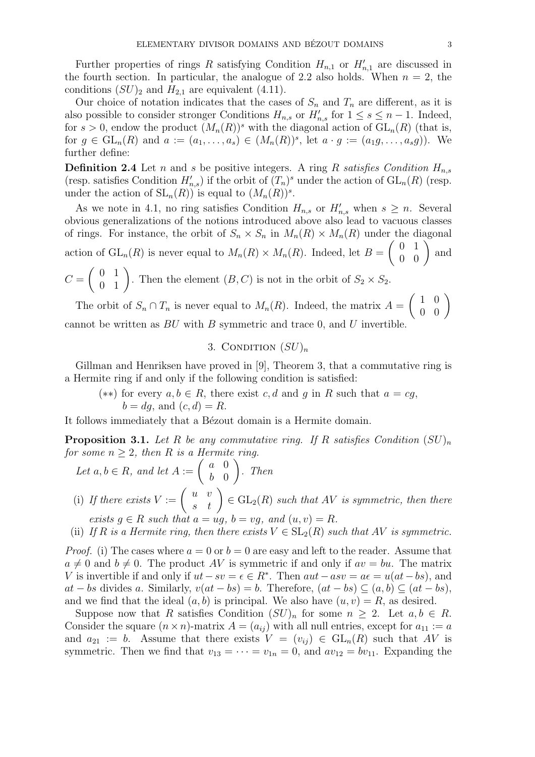Further properties of rings $R$ satisfying Condition $H_{n,1}$ or $H'_{n,1}$ are discussed in the fourth section. In particular, the analogue of 2.2 also holds. When $n = 2$, the conditions $(SU)_2$ and $H_{2,1}$ are equivalent (4.11).

Our choice of notation indicates that the cases of $S_n$ and $T_n$ are different, as it is also possible to consider stronger Conditions $H_{n,s}$ or $H'_{n,s}$ for $1 \leq s \leq n-1$. Indeed, for $s > 0$, endow the product $(M_n(R))^s$ with the diagonal action of $\mathrm{GL}_n(R)$ (that is, for $g \in \mathrm{GL}_n(R)$ and $a := (a_1, \ldots, a_s) \in (M_n(R))^s$, let $a \cdot g := (a_1 g, \ldots, a_s g)$). We further define:

**Definition 2.4** Let $n$ and $s$ be positive integers. A ring $R$ *satisfies Condition $H_{n,s}$* (resp. satisfies Condition $H'_{n,s}$) if the orbit of $(T_n)^s$ under the action of $\mathrm{GL}_n(R)$ (resp. under the action of $\mathrm{SL}_n(R)$) is equal to $(M_n(R))^s$.

As we note in 4.1, no ring satisfies Condition $H_{n,s}$ or $H'_{n,s}$ when $s \geq n$. Several obvious generalizations of the notions introduced above also lead to vacuous classes of rings. For instance, the orbit of $S_n \times S_n$ in $M_n(R) \times M_n(R)$ under the diagonal action of $\mathrm{GL}_n(R)$ is never equal to $M_n(R) \times M_n(R)$. Indeed, let $B = \begin{pmatrix} 0 & 1 \\ 0 & 0 \end{pmatrix}$ and $C = \begin{pmatrix} 0 & 1 \\ 0 & 1 \end{pmatrix}$. Then the element $(B, C)$ is not in the orbit of $S_2 \times S_2$.

The orbit of $S_n \cap T_n$ is never equal to $M_n(R)$. Indeed, the matrix $A = \begin{pmatrix} 1 & 0 \\ 0 & 0 \end{pmatrix}$ cannot be written as $BU$ with $B$ symmetric and trace 0, and $U$ invertible.

## 3. Condition $(SU)_n$

Gillman and Henriksen have proved in [9], Theorem 3, that a commutative ring is a Hermite ring if and only if the following condition is satisfied:

$(**)$ for every $a, b \in R$, there exist $c, d$ and $g$ in $R$ such that $a = cg$, $b = dg$, and $(c, d) = R$.

It follows immediately that a Bézout domain is a Hermite domain.

**Proposition 3.1.** *Let $R$ be any commutative ring. If $R$ satisfies Condition $(SU)_n$ for some $n \geq 2$, then $R$ is a Hermite ring.*

*Let $a, b \in R$, and let $A := \begin{pmatrix} a & 0 \\ b & 0 \end{pmatrix}$. Then*

(i) *If there exists $V := \begin{pmatrix} u & v \\ s & t \end{pmatrix} \in \mathrm{GL}_2(R)$ such that $AV$ is symmetric, then there exists $g \in R$ such that $a = ug$, $b = vg$, and $(u, v) = R$.*

(ii) *If $R$ is a Hermite ring, then there exists $V \in \mathrm{SL}_2(R)$ such that $AV$ is symmetric.*

*Proof.* (i) The cases where $a = 0$ or $b = 0$ are easy and left to the reader. Assume that $a \neq 0$ and $b \neq 0$. The product $AV$ is symmetric if and only if $av = bu$. The matrix $V$ is invertible if and only if $ut - sv = \epsilon \in R^*$. Then $aut - asv = a\epsilon = u(at - bs)$, and $at - bs$ divides $a$. Similarly, $v(at - bs) = b$. Therefore, $(at - bs) \subseteq (a, b) \subseteq (at - bs)$, and we find that the ideal $(a, b)$ is principal. We also have $(u, v) = R$, as desired.

Suppose now that $R$ satisfies Condition $(SU)_n$ for some $n \geq 2$. Let $a, b \in R$. Consider the square $(n \times n)$-matrix $A = (a_{ij})$ with all null entries, except for $a_{11} := a$ and $a_{21} := b$. Assume that there exists $V = (v_{ij}) \in \mathrm{GL}_n(R)$ such that $AV$ is symmetric. Then we find that $v_{13} = \cdots = v_{1n} = 0$, and $av_{12} = bv_{11}$. Expanding the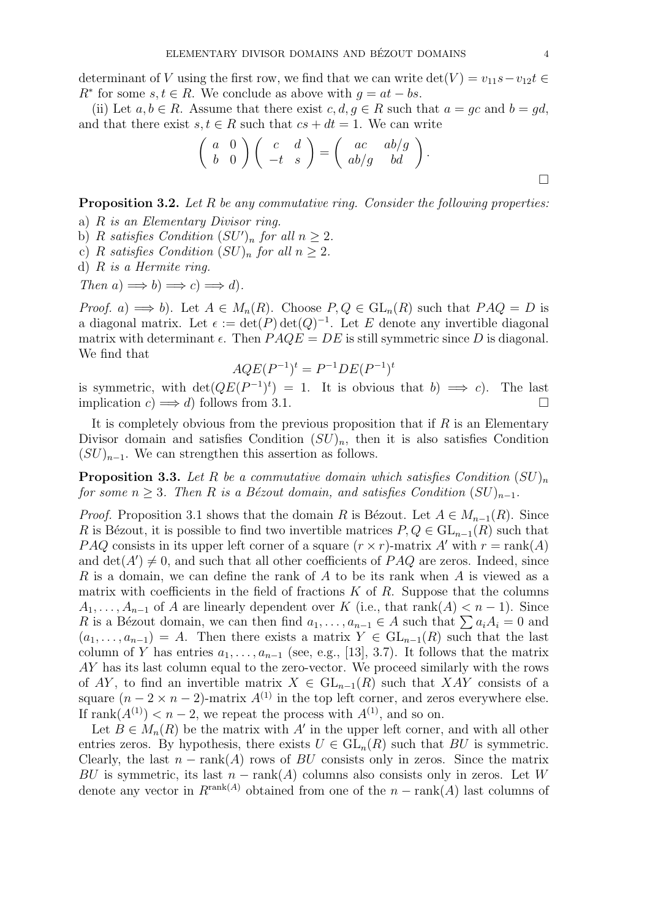determinant of $V$ using the first row, we find that we can write $\det(V) = v_{11}s - v_{12}t \in R^*$ for some $s, t \in R$. We conclude as above with $g = at - bs$.

(ii) Let $a, b \in R$. Assume that there exist $c, d, g \in R$ such that $a = gc$ and $b = gd$, and that there exist $s, t \in R$ such that $cs + dt = 1$. We can write

$$\begin{pmatrix} a & 0 \\ b & 0 \end{pmatrix} \begin{pmatrix} c & d \\ -t & s \end{pmatrix} = \begin{pmatrix} ac & ab/g \\ ab/g & bd \end{pmatrix}.$$

□

**Proposition 3.2.** *Let $R$ be any commutative ring. Consider the following properties:*

a) *$R$ is an Elementary Divisor ring.*
b) *$R$ satisfies Condition $(SU')_n$ for all $n \geq 2$.*
c) *$R$ satisfies Condition $(SU)_n$ for all $n \geq 2$.*
d) *$R$ is a Hermite ring.*

*Then a) $\Longrightarrow$ b) $\Longrightarrow$ c) $\Longrightarrow$ d).*

*Proof.* *a)* $\Longrightarrow$ *b)*. Let $A \in M_n(R)$. Choose $P, Q \in \mathrm{GL}_n(R)$ such that $PAQ = D$ is a diagonal matrix. Let $\epsilon := \det(P)\det(Q)^{-1}$. Let $E$ denote any invertible diagonal matrix with determinant $\epsilon$. Then $PAQE = DE$ is still symmetric since $D$ is diagonal. We find that

$$AQE(P^{-1})^t = P^{-1}DE(P^{-1})^t$$

is symmetric, with $\det(QE(P^{-1})^t) = 1$. It is obvious that *b)* $\Longrightarrow$ *c)*. The last implication *c)* $\Longrightarrow$ *d)* follows from 3.1. □

It is completely obvious from the previous proposition that if $R$ is an Elementary Divisor domain and satisfies Condition $(SU)_n$, then it is also satisfies Condition $(SU)_{n-1}$. We can strengthen this assertion as follows.

**Proposition 3.3.** *Let $R$ be a commutative domain which satisfies Condition $(SU)_n$ for some $n \geq 3$. Then $R$ is a Bézout domain, and satisfies Condition $(SU)_{n-1}$.*

*Proof.* Proposition 3.1 shows that the domain $R$ is Bézout. Let $A \in M_{n-1}(R)$. Since $R$ is Bézout, it is possible to find two invertible matrices $P, Q \in \mathrm{GL}_{n-1}(R)$ such that $PAQ$ consists in its upper left corner of a square $(r \times r)$-matrix $A'$ with $r = \mathrm{rank}(A)$ and $\det(A') \neq 0$, and such that all other coefficients of $PAQ$ are zeros. Indeed, since $R$ is a domain, we can define the rank of $A$ to be its rank when $A$ is viewed as a matrix with coefficients in the field of fractions $K$ of $R$. Suppose that the columns $A_1, \ldots, A_{n-1}$ of $A$ are linearly dependent over $K$ (i.e., that $\mathrm{rank}(A) < n-1$). Since $R$ is a Bézout domain, we can then find $a_1, \ldots, a_{n-1} \in A$ such that $\sum a_i A_i = 0$ and $(a_1, \ldots, a_{n-1}) = A$. Then there exists a matrix $Y \in \mathrm{GL}_{n-1}(R)$ such that the last column of $Y$ has entries $a_1, \ldots, a_{n-1}$ (see, e.g., [13], 3.7). It follows that the matrix $AY$ has its last column equal to the zero-vector. We proceed similarly with the rows of $AY$, to find an invertible matrix $X \in \mathrm{GL}_{n-1}(R)$ such that $XAY$ consists of a square $(n-2 \times n-2)$-matrix $A^{(1)}$ in the top left corner, and zeros everywhere else. If $\mathrm{rank}(A^{(1)}) < n-2$, we repeat the process with $A^{(1)}$, and so on.

Let $B \in M_n(R)$ be the matrix with $A'$ in the upper left corner, and with all other entries zeros. By hypothesis, there exists $U \in \mathrm{GL}_n(R)$ such that $BU$ is symmetric. Clearly, the last $n - \mathrm{rank}(A)$ rows of $BU$ consists only in zeros. Since the matrix $BU$ is symmetric, its last $n - \mathrm{rank}(A)$ columns also consists only in zeros. Let $W$ denote any vector in $R^{\mathrm{rank}(A)}$ obtained from one of the $n - \mathrm{rank}(A)$ last columns of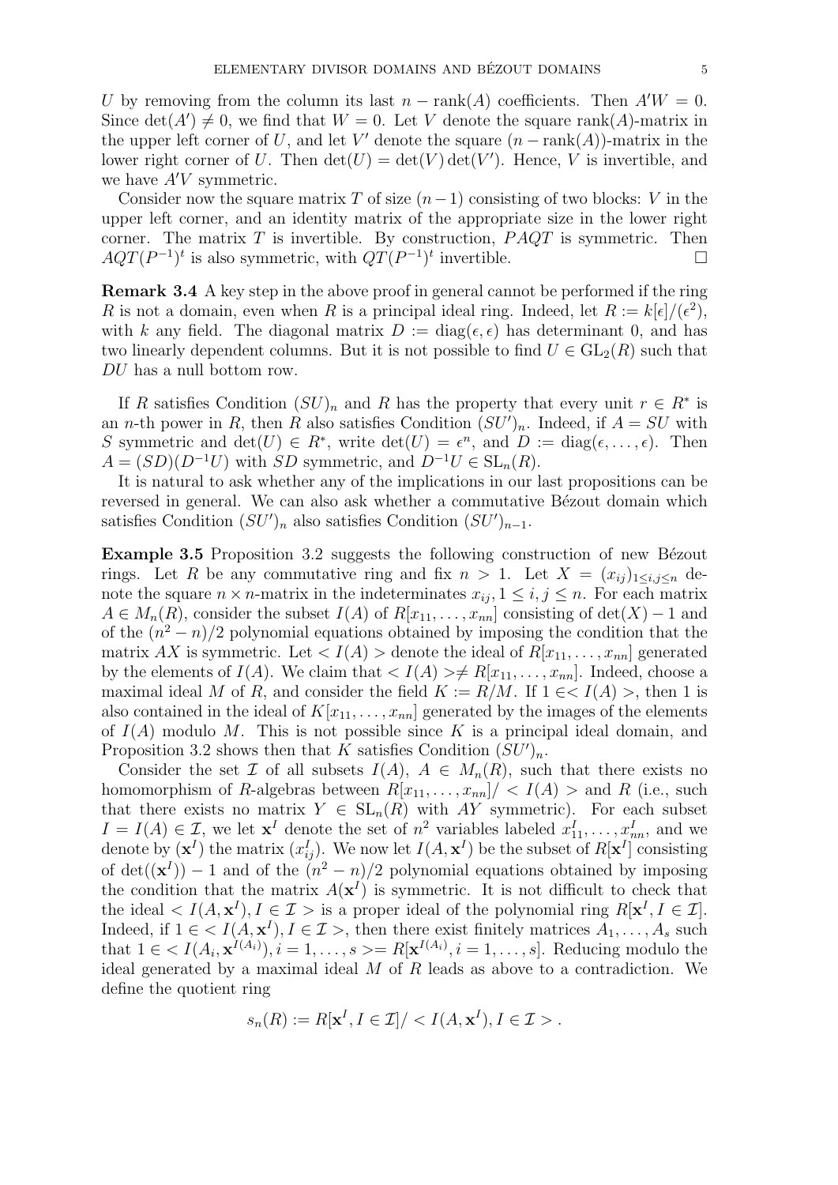$U$ by removing from the column its last $n - \operatorname{rank}(A)$ coefficients. Then $A'W = 0$. Since $\det(A') \neq 0$, we find that $W = 0$. Let $V$ denote the square $\operatorname{rank}(A)$-matrix in the upper left corner of $U$, and let $V'$ denote the square $(n - \operatorname{rank}(A))$-matrix in the lower right corner of $U$. Then $\det(U) = \det(V)\det(V')$. Hence, $V$ is invertible, and we have $A'V$ symmetric.

Consider now the square matrix $T$ of size $(n-1)$ consisting of two blocks: $V$ in the upper left corner, and an identity matrix of the appropriate size in the lower right corner. The matrix $T$ is invertible. By construction, $PAQT$ is symmetric. Then $AQT(P^{-1})^t$ is also symmetric, with $QT(P^{-1})^t$ invertible. □

**Remark 3.4** A key step in the above proof in general cannot be performed if the ring $R$ is not a domain, even when $R$ is a principal ideal ring. Indeed, let $R := k[\epsilon]/(\epsilon^2)$, with $k$ any field. The diagonal matrix $D := \operatorname{diag}(\epsilon, \epsilon)$ has determinant 0, and has two linearly dependent columns. But it is not possible to find $U \in \operatorname{GL}_2(R)$ such that $DU$ has a null bottom row.

If $R$ satisfies Condition $(SU)_n$ and $R$ has the property that every unit $r \in R^*$ is an $n$-th power in $R$, then $R$ also satisfies Condition $(SU')_n$. Indeed, if $A = SU$ with $S$ symmetric and $\det(U) \in R^*$, write $\det(U) = \epsilon^n$, and $D := \operatorname{diag}(\epsilon, \ldots, \epsilon)$. Then $A = (SD)(D^{-1}U)$ with $SD$ symmetric, and $D^{-1}U \in \operatorname{SL}_n(R)$.

It is natural to ask whether any of the implications in our last propositions can be reversed in general. We can also ask whether a commutative Bézout domain which satisfies Condition $(SU')_n$ also satisfies Condition $(SU')_{n-1}$.

**Example 3.5** Proposition 3.2 suggests the following construction of new Bézout rings. Let $R$ be any commutative ring and fix $n > 1$. Let $X = (x_{ij})_{1 \leq i,j \leq n}$ denote the square $n \times n$-matrix in the indeterminates $x_{ij}, 1 \leq i, j \leq n$. For each matrix $A \in M_n(R)$, consider the subset $I(A)$ of $R[x_{11}, \ldots, x_{nn}]$ consisting of $\det(X) - 1$ and of the $(n^2 - n)/2$ polynomial equations obtained by imposing the condition that the matrix $AX$ is symmetric. Let $< I(A) >$ denote the ideal of $R[x_{11}, \ldots, x_{nn}]$ generated by the elements of $I(A)$. We claim that $< I(A) > \neq R[x_{11}, \ldots, x_{nn}]$. Indeed, choose a maximal ideal $M$ of $R$, and consider the field $K := R/M$. If $1 \in < I(A) >$, then 1 is also contained in the ideal of $K[x_{11}, \ldots, x_{nn}]$ generated by the images of the elements of $I(A)$ modulo $M$. This is not possible since $K$ is a principal ideal domain, and Proposition 3.2 shows then that $K$ satisfies Condition $(SU')_n$.

Consider the set $\mathcal{I}$ of all subsets $I(A)$, $A \in M_n(R)$, such that there exists no homomorphism of $R$-algebras between $R[x_{11}, \ldots, x_{nn}]/ < I(A) >$ and $R$ (i.e., such that there exists no matrix $Y \in \operatorname{SL}_n(R)$ with $AY$ symmetric). For each subset $I = I(A) \in \mathcal{I}$, we let $\mathbf{x}^I$ denote the set of $n^2$ variables labeled $x^I_{11}, \ldots, x^I_{nn}$, and we denote by $(\mathbf{x}^I)$ the matrix $(x^I_{ij})$. We now let $I(A, \mathbf{x}^I)$ be the subset of $R[\mathbf{x}^I]$ consisting of $\det((\mathbf{x}^I)) - 1$ and of the $(n^2 - n)/2$ polynomial equations obtained by imposing the condition that the matrix $A(\mathbf{x}^I)$ is symmetric. It is not difficult to check that the ideal $< I(A, \mathbf{x}^I), I \in \mathcal{I} >$ is a proper ideal of the polynomial ring $R[\mathbf{x}^I, I \in \mathcal{I}]$. Indeed, if $1 \in < I(A, \mathbf{x}^I), I \in \mathcal{I} >$, then there exist finitely matrices $A_1, \ldots, A_s$ such that $1 \in < I(A_i, \mathbf{x}^{I(A_i)}), i = 1, \ldots, s > = R[\mathbf{x}^{I(A_i)}, i = 1, \ldots, s]$. Reducing modulo the ideal generated by a maximal ideal $M$ of $R$ leads as above to a contradiction. We define the quotient ring

$$s_n(R) := R[\mathbf{x}^I, I \in \mathcal{I}]/ < I(A, \mathbf{x}^I), I \in \mathcal{I} > .$$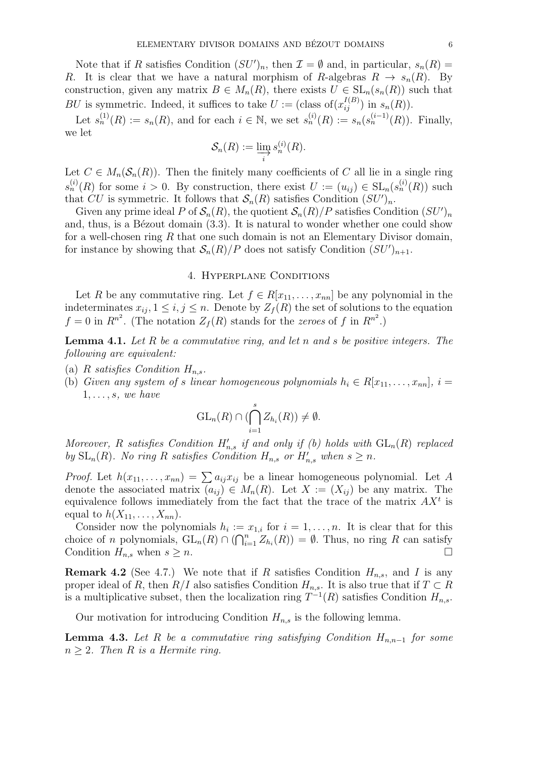Note that if $R$ satisfies Condition $(SU')_n$, then $\mathcal{I} = \emptyset$ and, in particular, $s_n(R) = R$. It is clear that we have a natural morphism of $R$-algebras $R \to s_n(R)$. By construction, given any matrix $B \in M_n(R)$, there exists $U \in \mathrm{SL}_n(s_n(R))$ such that $BU$ is symmetric. Indeed, it suffices to take $U := (\text{class of}(x_{ij}^{I(B)}) \text{ in } s_n(R))$.

Let $s_n^{(1)}(R) := s_n(R)$, and for each $i \in \mathbb{N}$, we set $s_n^{(i)}(R) := s_n(s_n^{(i-1)}(R))$. Finally, we let

$$\mathcal{S}_n(R) := \varinjlim_i s_n^{(i)}(R).$$

Let $C \in M_n(\mathcal{S}_n(R))$. Then the finitely many coefficients of $C$ all lie in a single ring $s_n^{(i)}(R)$ for some $i > 0$. By construction, there exist $U := (u_{ij}) \in \mathrm{SL}_n(s_n^{(i)}(R))$ such that $CU$ is symmetric. It follows that $\mathcal{S}_n(R)$ satisfies Condition $(SU')_n$.

Given any prime ideal $P$ of $\mathcal{S}_n(R)$, the quotient $\mathcal{S}_n(R)/P$ satisfies Condition $(SU')_n$ and, thus, is a Bézout domain (3.3). It is natural to wonder whether one could show for a well-chosen ring $R$ that one such domain is not an Elementary Divisor domain, for instance by showing that $\mathcal{S}_n(R)/P$ does not satisfy Condition $(SU')_{n+1}$.

## 4. Hyperplane Conditions

Let $R$ be any commutative ring. Let $f \in R[x_{11}, \ldots, x_{nn}]$ be any polynomial in the indeterminates $x_{ij}$, $1 \leq i, j \leq n$. Denote by $Z_f(R)$ the set of solutions to the equation $f = 0$ in $R^{n^2}$. (The notation $Z_f(R)$ stands for the *zeroes* of $f$ in $R^{n^2}$.)

**Lemma 4.1.** *Let $R$ be a commutative ring, and let $n$ and $s$ be positive integers. The following are equivalent:*

(a) *$R$ satisfies Condition $H_{n,s}$.*
(b) *Given any system of $s$ linear homogeneous polynomials $h_i \in R[x_{11}, \ldots, x_{nn}]$, $i = 1, \ldots, s$, we have*

$$\mathrm{GL}_n(R) \cap \left(\bigcap_{i=1}^{s} Z_{h_i}(R)\right) \neq \emptyset.$$

*Moreover, $R$ satisfies Condition $H'_{n,s}$ if and only if (b) holds with $\mathrm{GL}_n(R)$ replaced by $\mathrm{SL}_n(R)$. No ring $R$ satisfies Condition $H_{n,s}$ or $H'_{n,s}$ when $s \geq n$.*

*Proof.* Let $h(x_{11}, \ldots, x_{nn}) = \sum a_{ij} x_{ij}$ be a linear homogeneous polynomial. Let $A$ denote the associated matrix $(a_{ij}) \in M_n(R)$. Let $X := (X_{ij})$ be any matrix. The equivalence follows immediately from the fact that the trace of the matrix $AX^t$ is equal to $h(X_{11}, \ldots, X_{nn})$.

Consider now the polynomials $h_i := x_{1,i}$ for $i = 1, \ldots, n$. It is clear that for this choice of $n$ polynomials, $\mathrm{GL}_n(R) \cap (\bigcap_{i=1}^{n} Z_{h_i}(R)) = \emptyset$. Thus, no ring $R$ can satisfy Condition $H_{n,s}$ when $s \geq n$. $\square$

**Remark 4.2** (See 4.7.) We note that if $R$ satisfies Condition $H_{n,s}$, and $I$ is any proper ideal of $R$, then $R/I$ also satisfies Condition $H_{n,s}$. It is also true that if $T \subset R$ is a multiplicative subset, then the localization ring $T^{-1}(R)$ satisfies Condition $H_{n,s}$.

Our motivation for introducing Condition $H_{n,s}$ is the following lemma.

**Lemma 4.3.** *Let $R$ be a commutative ring satisfying Condition $H_{n,n-1}$ for some $n \geq 2$. Then $R$ is a Hermite ring.*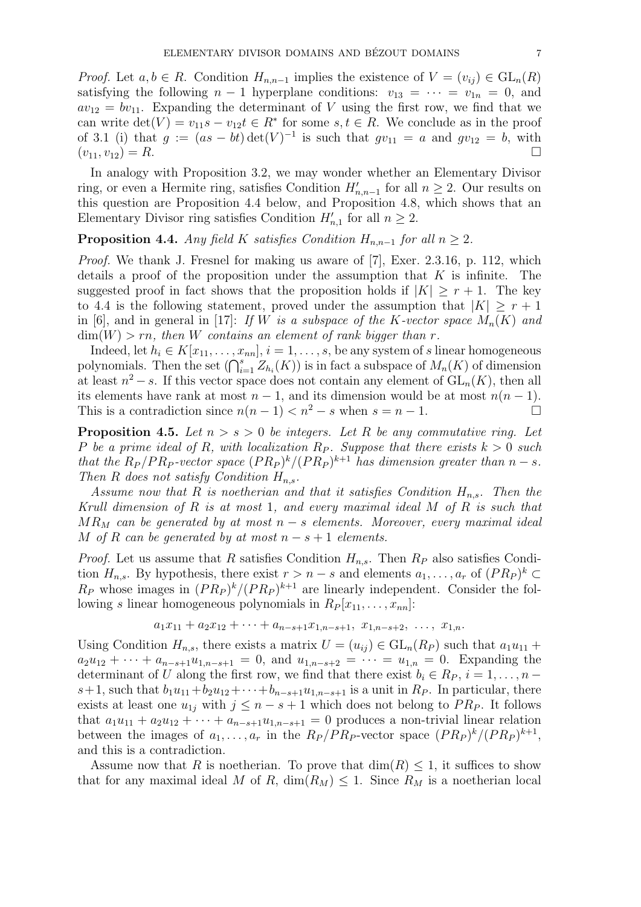*Proof.* Let $a, b \in R$. Condition $H_{n,n-1}$ implies the existence of $V = (v_{ij}) \in \mathrm{GL}_n(R)$ satisfying the following $n-1$ hyperplane conditions: $v_{13} = \cdots = v_{1n} = 0$, and $av_{12} = bv_{11}$. Expanding the determinant of $V$ using the first row, we find that we can write $\det(V) = v_{11}s - v_{12}t \in R^*$ for some $s, t \in R$. We conclude as in the proof of 3.1 (i) that $g := (as - bt)\det(V)^{-1}$ is such that $gv_{11} = a$ and $gv_{12} = b$, with $(v_{11}, v_{12}) = R$. $\square$

In analogy with Proposition 3.2, we may wonder whether an Elementary Divisor ring, or even a Hermite ring, satisfies Condition $H'_{n,n-1}$ for all $n \geq 2$. Our results on this question are Proposition 4.4 below, and Proposition 4.8, which shows that an Elementary Divisor ring satisfies Condition $H'_{n,1}$ for all $n \geq 2$.

**Proposition 4.4.** *Any field $K$ satisfies Condition $H_{n,n-1}$ for all $n \geq 2$.*

*Proof.* We thank J. Fresnel for making us aware of [7], Exer. 2.3.16, p. 112, which details a proof of the proposition under the assumption that $K$ is infinite. The suggested proof in fact shows that the proposition holds if $|K| \geq r+1$. The key to 4.4 is the following statement, proved under the assumption that $|K| \geq r+1$ in [6], and in general in [17]: *If $W$ is a subspace of the $K$-vector space $M_n(K)$ and $\dim(W) > rn$, then $W$ contains an element of rank bigger than $r$.*

Indeed, let $h_i \in K[x_{11}, \ldots, x_{nn}]$, $i = 1, \ldots, s$, be any system of $s$ linear homogeneous polynomials. Then the set $(\bigcap_{i=1}^{s} Z_{h_i}(K))$ is in fact a subspace of $M_n(K)$ of dimension at least $n^2 - s$. If this vector space does not contain any element of $\mathrm{GL}_n(K)$, then all its elements have rank at most $n-1$, and its dimension would be at most $n(n-1)$. This is a contradiction since $n(n-1) < n^2 - s$ when $s = n-1$. $\square$

**Proposition 4.5.** *Let $n > s > 0$ be integers. Let $R$ be any commutative ring. Let $P$ be a prime ideal of $R$, with localization $R_P$. Suppose that there exists $k > 0$ such that the $R_P/PR_P$-vector space $(PR_P)^k/(PR_P)^{k+1}$ has dimension greater than $n-s$. Then $R$ does not satisfy Condition $H_{n,s}$.*

*Assume now that $R$ is noetherian and that it satisfies Condition $H_{n,s}$. Then the Krull dimension of $R$ is at most 1, and every maximal ideal $M$ of $R$ is such that $MR_M$ can be generated by at most $n-s$ elements. Moreover, every maximal ideal $M$ of $R$ can be generated by at most $n-s+1$ elements.*

*Proof.* Let us assume that $R$ satisfies Condition $H_{n,s}$. Then $R_P$ also satisfies Condition $H_{n,s}$. By hypothesis, there exist $r > n-s$ and elements $a_1, \ldots, a_r$ of $(PR_P)^k \subset R_P$ whose images in $(PR_P)^k/(PR_P)^{k+1}$ are linearly independent. Consider the following $s$ linear homogeneous polynomials in $R_P[x_{11}, \ldots, x_{nn}]$:

$$a_1 x_{11} + a_2 x_{12} + \cdots + a_{n-s+1} x_{1,n-s+1},\ x_{1,n-s+2},\ \ldots,\ x_{1,n}.$$

Using Condition $H_{n,s}$, there exists a matrix $U = (u_{ij}) \in \mathrm{GL}_n(R_P)$ such that $a_1 u_{11} + a_2 u_{12} + \cdots + a_{n-s+1} u_{1,n-s+1} = 0$, and $u_{1,n-s+2} = \cdots = u_{1,n} = 0$. Expanding the determinant of $U$ along the first row, we find that there exist $b_i \in R_P$, $i = 1, \ldots, n-s+1$, such that $b_1 u_{11} + b_2 u_{12} + \cdots + b_{n-s+1} u_{1,n-s+1}$ is a unit in $R_P$. In particular, there exists at least one $u_{1j}$ with $j \leq n-s+1$ which does not belong to $PR_P$. It follows that $a_1 u_{11} + a_2 u_{12} + \cdots + a_{n-s+1} u_{1,n-s+1} = 0$ produces a non-trivial linear relation between the images of $a_1, \ldots, a_r$ in the $R_P/PR_P$-vector space $(PR_P)^k/(PR_P)^{k+1}$, and this is a contradiction.

Assume now that $R$ is noetherian. To prove that $\dim(R) \leq 1$, it suffices to show that for any maximal ideal $M$ of $R$, $\dim(R_M) \leq 1$. Since $R_M$ is a noetherian local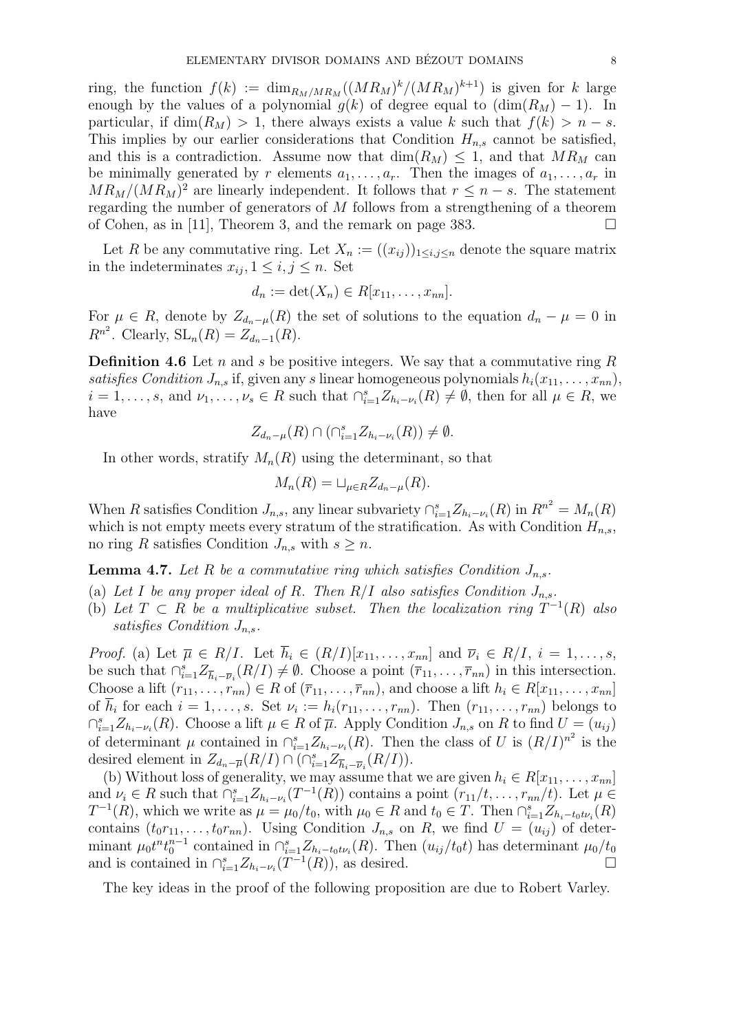ring, the function $f(k) := \dim_{R_M/MR_M}((MR_M)^k/(MR_M)^{k+1})$ is given for $k$ large enough by the values of a polynomial $g(k)$ of degree equal to $(\dim(R_M) - 1)$. In particular, if $\dim(R_M) > 1$, there always exists a value $k$ such that $f(k) > n - s$. This implies by our earlier considerations that Condition $H_{n,s}$ cannot be satisfied, and this is a contradiction. Assume now that $\dim(R_M) \leq 1$, and that $MR_M$ can be minimally generated by $r$ elements $a_1, \dots, a_r$. Then the images of $a_1, \dots, a_r$ in $MR_M/(MR_M)^2$ are linearly independent. It follows that $r \leq n - s$. The statement regarding the number of generators of $M$ follows from a strengthening of a theorem of Cohen, as in [11], Theorem 3, and the remark on page 383. □

Let $R$ be any commutative ring. Let $X_n := ((x_{ij}))_{1 \leq i,j \leq n}$ denote the square matrix in the indeterminates $x_{ij}, 1 \leq i, j \leq n$. Set

$$d_n := \det(X_n) \in R[x_{11}, \dots, x_{nn}].$$

For $\mu \in R$, denote by $Z_{d_n - \mu}(R)$ the set of solutions to the equation $d_n - \mu = 0$ in $R^{n^2}$. Clearly, $\mathrm{SL}_n(R) = Z_{d_n - 1}(R)$.

**Definition 4.6** Let $n$ and $s$ be positive integers. We say that a commutative ring $R$ *satisfies Condition* $J_{n,s}$ if, given any $s$ linear homogeneous polynomials $h_i(x_{11}, \dots, x_{nn})$, $i = 1, \dots, s$, and $\nu_1, \dots, \nu_s \in R$ such that $\cap_{i=1}^s Z_{h_i - \nu_i}(R) \neq \emptyset$, then for all $\mu \in R$, we have

$$Z_{d_n - \mu}(R) \cap (\cap_{i=1}^s Z_{h_i - \nu_i}(R)) \neq \emptyset.$$

In other words, stratify $M_n(R)$ using the determinant, so that

$$M_n(R) = \sqcup_{\mu \in R} Z_{d_n - \mu}(R).$$

When $R$ satisfies Condition $J_{n,s}$, any linear subvariety $\cap_{i=1}^s Z_{h_i - \nu_i}(R)$ in $R^{n^2} = M_n(R)$ which is not empty meets every stratum of the stratification. As with Condition $H_{n,s}$, no ring $R$ satisfies Condition $J_{n,s}$ with $s \geq n$.

**Lemma 4.7.** *Let $R$ be a commutative ring which satisfies Condition $J_{n,s}$.*

(a) *Let $I$ be any proper ideal of $R$. Then $R/I$ also satisfies Condition $J_{n,s}$.*
(b) *Let $T \subset R$ be a multiplicative subset. Then the localization ring $T^{-1}(R)$ also satisfies Condition $J_{n,s}$.*

*Proof.* (a) Let $\overline{\mu} \in R/I$. Let $\overline{h}_i \in (R/I)[x_{11}, \dots, x_{nn}]$ and $\overline{\nu}_i \in R/I$, $i = 1, \dots, s$, be such that $\cap_{i=1}^s Z_{\overline{h}_i - \overline{\nu}_i}(R/I) \neq \emptyset$. Choose a point $(\overline{r}_{11}, \dots, \overline{r}_{nn})$ in this intersection. Choose a lift $(r_{11}, \dots, r_{nn}) \in R$ of $(\overline{r}_{11}, \dots, \overline{r}_{nn})$, and choose a lift $h_i \in R[x_{11}, \dots, x_{nn}]$ of $\overline{h}_i$ for each $i = 1, \dots, s$. Set $\nu_i := h_i(r_{11}, \dots, r_{nn})$. Then $(r_{11}, \dots, r_{nn})$ belongs to $\cap_{i=1}^s Z_{h_i - \nu_i}(R)$. Choose a lift $\mu \in R$ of $\overline{\mu}$. Apply Condition $J_{n,s}$ on $R$ to find $U = (u_{ij})$ of determinant $\mu$ contained in $\cap_{i=1}^s Z_{h_i - \nu_i}(R)$. Then the class of $U$ is $(R/I)^{n^2}$ is the desired element in $Z_{d_n - \overline{\mu}}(R/I) \cap (\cap_{i=1}^s Z_{\overline{h}_i - \overline{\nu}_i}(R/I))$.

(b) Without loss of generality, we may assume that we are given $h_i \in R[x_{11}, \dots, x_{nn}]$ and $\nu_i \in R$ such that $\cap_{i=1}^s Z_{h_i - \nu_i}(T^{-1}(R))$ contains a point $(r_{11}/t, \dots, r_{nn}/t)$. Let $\mu \in T^{-1}(R)$, which we write as $\mu = \mu_0/t_0$, with $\mu_0 \in R$ and $t_0 \in T$. Then $\cap_{i=1}^s Z_{h_i - t_0 t \nu_i}(R)$ contains $(t_0 r_{11}, \dots, t_0 r_{nn})$. Using Condition $J_{n,s}$ on $R$, we find $U = (u_{ij})$ of determinant $\mu_0 t^n t_0^{n-1}$ contained in $\cap_{i=1}^s Z_{h_i - t_0 t \nu_i}(R)$. Then $(u_{ij}/t_0 t)$ has determinant $\mu_0/t_0$ and is contained in $\cap_{i=1}^s Z_{h_i - \nu_i}(T^{-1}(R))$, as desired. □

The key ideas in the proof of the following proposition are due to Robert Varley.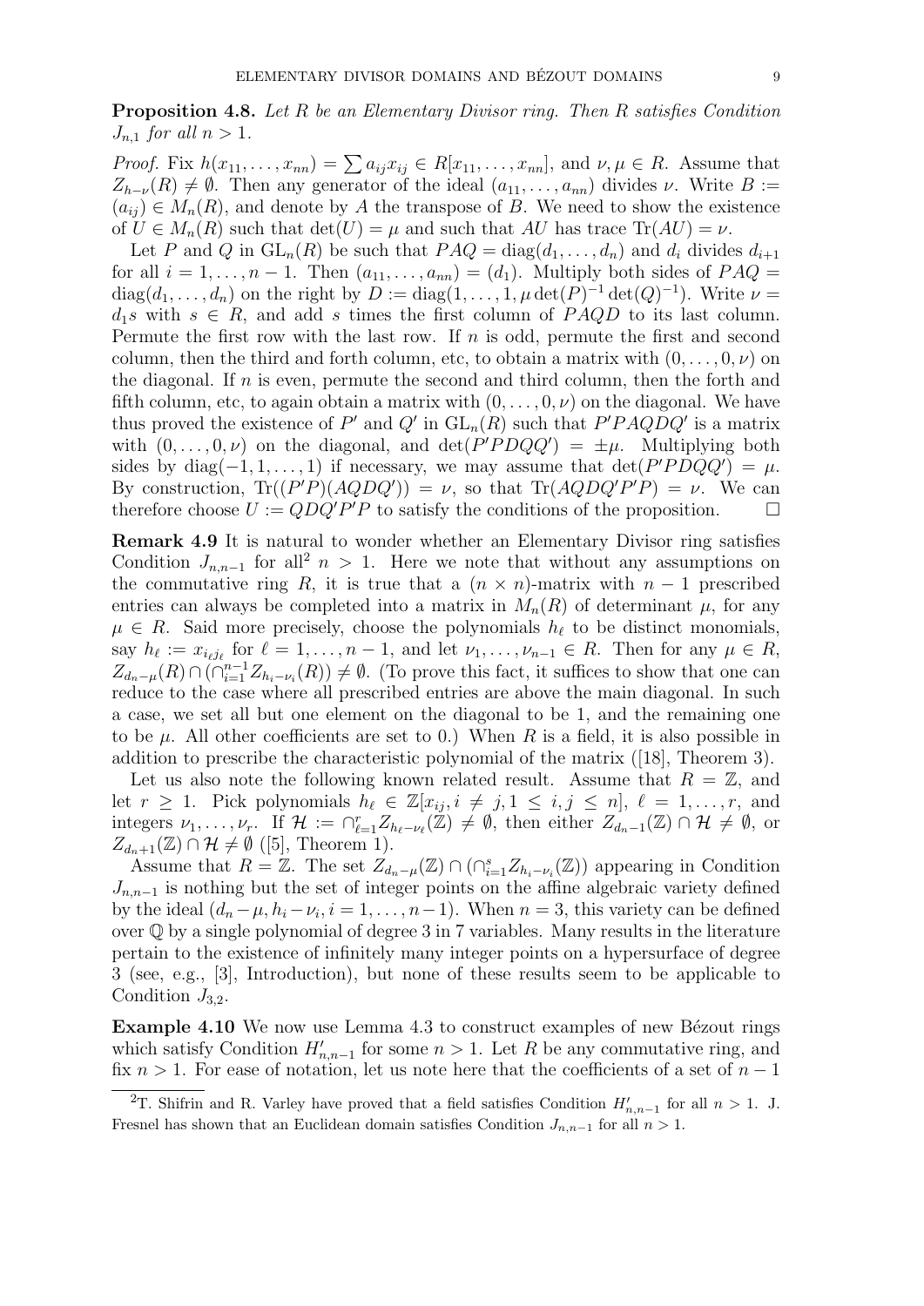**Proposition 4.8.** *Let $R$ be an Elementary Divisor ring. Then $R$ satisfies Condition $J_{n,1}$ for all $n > 1$.*

*Proof.* Fix $h(x_{11}, \ldots, x_{nn}) = \sum a_{ij}x_{ij} \in R[x_{11}, \ldots, x_{nn}]$, and $\nu, \mu \in R$. Assume that $Z_{h-\nu}(R) \neq \emptyset$. Then any generator of the ideal $(a_{11}, \ldots, a_{nn})$ divides $\nu$. Write $B := (a_{ij}) \in M_n(R)$, and denote by $A$ the transpose of $B$. We need to show the existence of $U \in M_n(R)$ such that $\det(U) = \mu$ and such that $AU$ has trace $\mathrm{Tr}(AU) = \nu$.

Let $P$ and $Q$ in $\mathrm{GL}_n(R)$ be such that $PAQ = \mathrm{diag}(d_1, \ldots, d_n)$ and $d_i$ divides $d_{i+1}$ for all $i = 1, \ldots, n-1$. Then $(a_{11}, \ldots, a_{nn}) = (d_1)$. Multiply both sides of $PAQ = \mathrm{diag}(d_1, \ldots, d_n)$ on the right by $D := \mathrm{diag}(1, \ldots, 1, \mu \det(P)^{-1} \det(Q)^{-1})$. Write $\nu = d_1 s$ with $s \in R$, and add $s$ times the first column of $PAQD$ to its last column. Permute the first row with the last row. If $n$ is odd, permute the first and second column, then the third and forth column, etc, to obtain a matrix with $(0, \ldots, 0, \nu)$ on the diagonal. If $n$ is even, permute the second and third column, then the forth and fifth column, etc, to again obtain a matrix with $(0, \ldots, 0, \nu)$ on the diagonal. We have thus proved the existence of $P'$ and $Q'$ in $\mathrm{GL}_n(R)$ such that $P'PAQDQ'$ is a matrix with $(0, \ldots, 0, \nu)$ on the diagonal, and $\det(P'PDQQ') = \pm\mu$. Multiplying both sides by $\mathrm{diag}(-1, 1, \ldots, 1)$ if necessary, we may assume that $\det(P'PDQQ') = \mu$. By construction, $\mathrm{Tr}((P'P)(AQDQ')) = \nu$, so that $\mathrm{Tr}(AQDQ'P'P) = \nu$. We can therefore choose $U := QDQ'P'P$ to satisfy the conditions of the proposition. $\square$

**Remark 4.9** It is natural to wonder whether an Elementary Divisor ring satisfies Condition $J_{n,n-1}$ for all[2] $n > 1$. Here we note that without any assumptions on the commutative ring $R$, it is true that a $(n \times n)$-matrix with $n-1$ prescribed entries can always be completed into a matrix in $M_n(R)$ of determinant $\mu$, for any $\mu \in R$. Said more precisely, choose the polynomials $h_\ell$ to be distinct monomials, say $h_\ell := x_{i_\ell j_\ell}$ for $\ell = 1, \ldots, n-1$, and let $\nu_1, \ldots, \nu_{n-1} \in R$. Then for any $\mu \in R$, $Z_{d_n - \mu}(R) \cap (\cap_{i=1}^{n-1} Z_{h_i - \nu_i}(R)) \neq \emptyset$. (To prove this fact, it suffices to show that one can reduce to the case where all prescribed entries are above the main diagonal. In such a case, we set all but one element on the diagonal to be 1, and the remaining one to be $\mu$. All other coefficients are set to 0.) When $R$ is a field, it is also possible in addition to prescribe the characteristic polynomial of the matrix ([18], Theorem 3).

Let us also note the following known related result. Assume that $R = \mathbb{Z}$, and let $r \geq 1$. Pick polynomials $h_\ell \in \mathbb{Z}[x_{ij}, i \neq j, 1 \leq i, j \leq n]$, $\ell = 1, \ldots, r$, and integers $\nu_1, \ldots, \nu_r$. If $\mathcal{H} := \cap_{\ell=1}^{r} Z_{h_\ell - \nu_\ell}(\mathbb{Z}) \neq \emptyset$, then either $Z_{d_n - 1}(\mathbb{Z}) \cap \mathcal{H} \neq \emptyset$, or $Z_{d_n + 1}(\mathbb{Z}) \cap \mathcal{H} \neq \emptyset$ ([5], Theorem 1).

Assume that $R = \mathbb{Z}$. The set $Z_{d_n - \mu}(\mathbb{Z}) \cap (\cap_{i=1}^{s} Z_{h_i - \nu_i}(\mathbb{Z}))$ appearing in Condition $J_{n,n-1}$ is nothing but the set of integer points on the affine algebraic variety defined by the ideal $(d_n - \mu, h_i - \nu_i, i = 1, \ldots, n-1)$. When $n = 3$, this variety can be defined over $\mathbb{Q}$ by a single polynomial of degree 3 in 7 variables. Many results in the literature pertain to the existence of infinitely many integer points on a hypersurface of degree 3 (see, e.g., [3], Introduction), but none of these results seem to be applicable to Condition $J_{3,2}$.

**Example 4.10** We now use Lemma 4.3 to construct examples of new Bézout rings which satisfy Condition $H'_{n,n-1}$ for some $n > 1$. Let $R$ be any commutative ring, and fix $n > 1$. For ease of notation, let us note here that the coefficients of a set of $n-1$

---

[2] T. Shifrin and R. Varley have proved that a field satisfies Condition $H'_{n,n-1}$ for all $n > 1$. J. Fresnel has shown that an Euclidean domain satisfies Condition $J_{n,n-1}$ for all $n > 1$.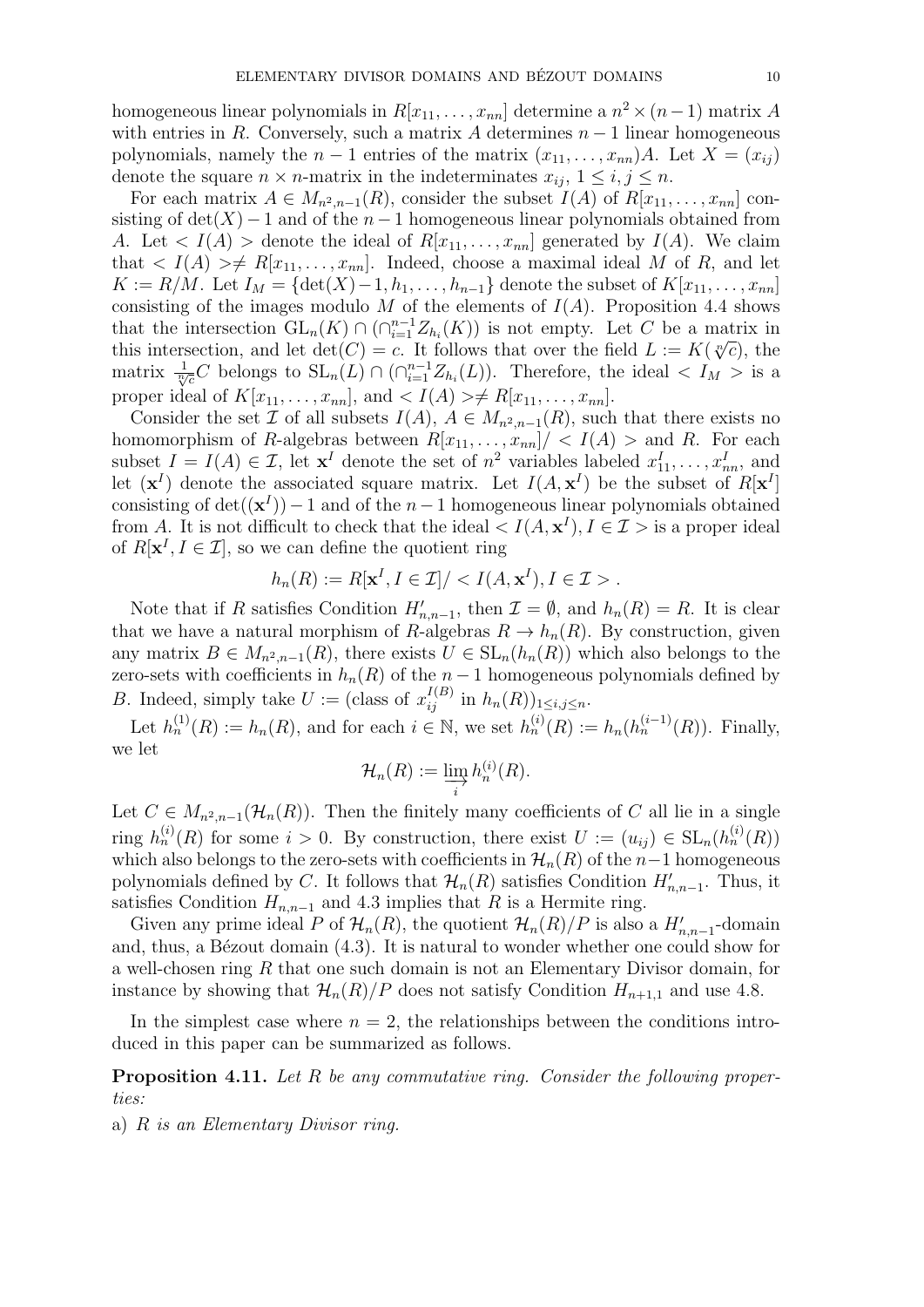homogeneous linear polynomials in $R[x_{11},\ldots,x_{nn}]$ determine a $n^2\times(n-1)$ matrix $A$ with entries in $R$. Conversely, such a matrix $A$ determines $n-1$ linear homogeneous polynomials, namely the $n-1$ entries of the matrix $(x_{11},\ldots,x_{nn})A$. Let $X=(x_{ij})$ denote the square $n\times n$-matrix in the indeterminates $x_{ij}$, $1\leq i,j\leq n$.

For each matrix $A\in M_{n^2,n-1}(R)$, consider the subset $I(A)$ of $R[x_{11},\ldots,x_{nn}]$ consisting of $\det(X)-1$ and of the $n-1$ homogeneous linear polynomials obtained from $A$. Let $<I(A)>$ denote the ideal of $R[x_{11},\ldots,x_{nn}]$ generated by $I(A)$. We claim that $<I(A)>\neq R[x_{11},\ldots,x_{nn}]$. Indeed, choose a maximal ideal $M$ of $R$, and let $K:=R/M$. Let $I_M=\{\det(X)-1,h_1,\ldots,h_{n-1}\}$ denote the subset of $K[x_{11},\ldots,x_{nn}]$ consisting of the images modulo $M$ of the elements of $I(A)$. Proposition 4.4 shows that the intersection $\mathrm{GL}_n(K)\cap(\cap_{i=1}^{n-1}Z_{h_i}(K))$ is not empty. Let $C$ be a matrix in this intersection, and let $\det(C)=c$. It follows that over the field $L:=K(\sqrt[n]{c})$, the matrix $\frac{1}{\sqrt[n]{c}}C$ belongs to $\mathrm{SL}_n(L)\cap(\cap_{i=1}^{n-1}Z_{h_i}(L))$. Therefore, the ideal $<I_M>$ is a proper ideal of $K[x_{11},\ldots,x_{nn}]$, and $<I(A)>\neq R[x_{11},\ldots,x_{nn}]$.

Consider the set $\mathcal{I}$ of all subsets $I(A)$, $A\in M_{n^2,n-1}(R)$, such that there exists no homomorphism of $R$-algebras between $R[x_{11},\ldots,x_{nn}]/<I(A)>$ and $R$. For each subset $I=I(A)\in\mathcal{I}$, let $\mathbf{x}^I$ denote the set of $n^2$ variables labeled $x^I_{11},\ldots,x^I_{nn}$, and let $(\mathbf{x}^I)$ denote the associated square matrix. Let $I(A,\mathbf{x}^I)$ be the subset of $R[\mathbf{x}^I]$ consisting of $\det((\mathbf{x}^I))-1$ and of the $n-1$ homogeneous linear polynomials obtained from $A$. It is not difficult to check that the ideal $<I(A,\mathbf{x}^I),I\in\mathcal{I}>$ is a proper ideal of $R[\mathbf{x}^I,I\in\mathcal{I}]$, so we can define the quotient ring

$$h_n(R):=R[\mathbf{x}^I,I\in\mathcal{I}]/<I(A,\mathbf{x}^I),I\in\mathcal{I}>.$$

Note that if $R$ satisfies Condition $H'_{n,n-1}$, then $\mathcal{I}=\emptyset$, and $h_n(R)=R$. It is clear that we have a natural morphism of $R$-algebras $R\to h_n(R)$. By construction, given any matrix $B\in M_{n^2,n-1}(R)$, there exists $U\in\mathrm{SL}_n(h_n(R))$ which also belongs to the zero-sets with coefficients in $h_n(R)$ of the $n-1$ homogeneous polynomials defined by $B$. Indeed, simply take $U:=(\text{class of } x^{I(B)}_{ij} \text{ in } h_n(R))_{1\leq i,j\leq n}$.

Let $h^{(1)}_n(R):=h_n(R)$, and for each $i\in\mathbb{N}$, we set $h^{(i)}_n(R):=h_n(h^{(i-1)}_n(R))$. Finally, we let

$$\mathcal{H}_n(R):=\varinjlim_i h^{(i)}_n(R).$$

Let $C\in M_{n^2,n-1}(\mathcal{H}_n(R))$. Then the finitely many coefficients of $C$ all lie in a single ring $h^{(i)}_n(R)$ for some $i>0$. By construction, there exist $U:=(u_{ij})\in\mathrm{SL}_n(h^{(i)}_n(R))$ which also belongs to the zero-sets with coefficients in $\mathcal{H}_n(R)$ of the $n-1$ homogeneous polynomials defined by $C$. It follows that $\mathcal{H}_n(R)$ satisfies Condition $H'_{n,n-1}$. Thus, it satisfies Condition $H_{n,n-1}$ and 4.3 implies that $R$ is a Hermite ring.

Given any prime ideal $P$ of $\mathcal{H}_n(R)$, the quotient $\mathcal{H}_n(R)/P$ is also a $H'_{n,n-1}$-domain and, thus, a Bézout domain (4.3). It is natural to wonder whether one could show for a well-chosen ring $R$ that one such domain is not an Elementary Divisor domain, for instance by showing that $\mathcal{H}_n(R)/P$ does not satisfy Condition $H_{n+1,1}$ and use 4.8.

In the simplest case where $n=2$, the relationships between the conditions introduced in this paper can be summarized as follows.

**Proposition 4.11.** *Let $R$ be any commutative ring. Consider the following properties:*

a) *$R$ is an Elementary Divisor ring.*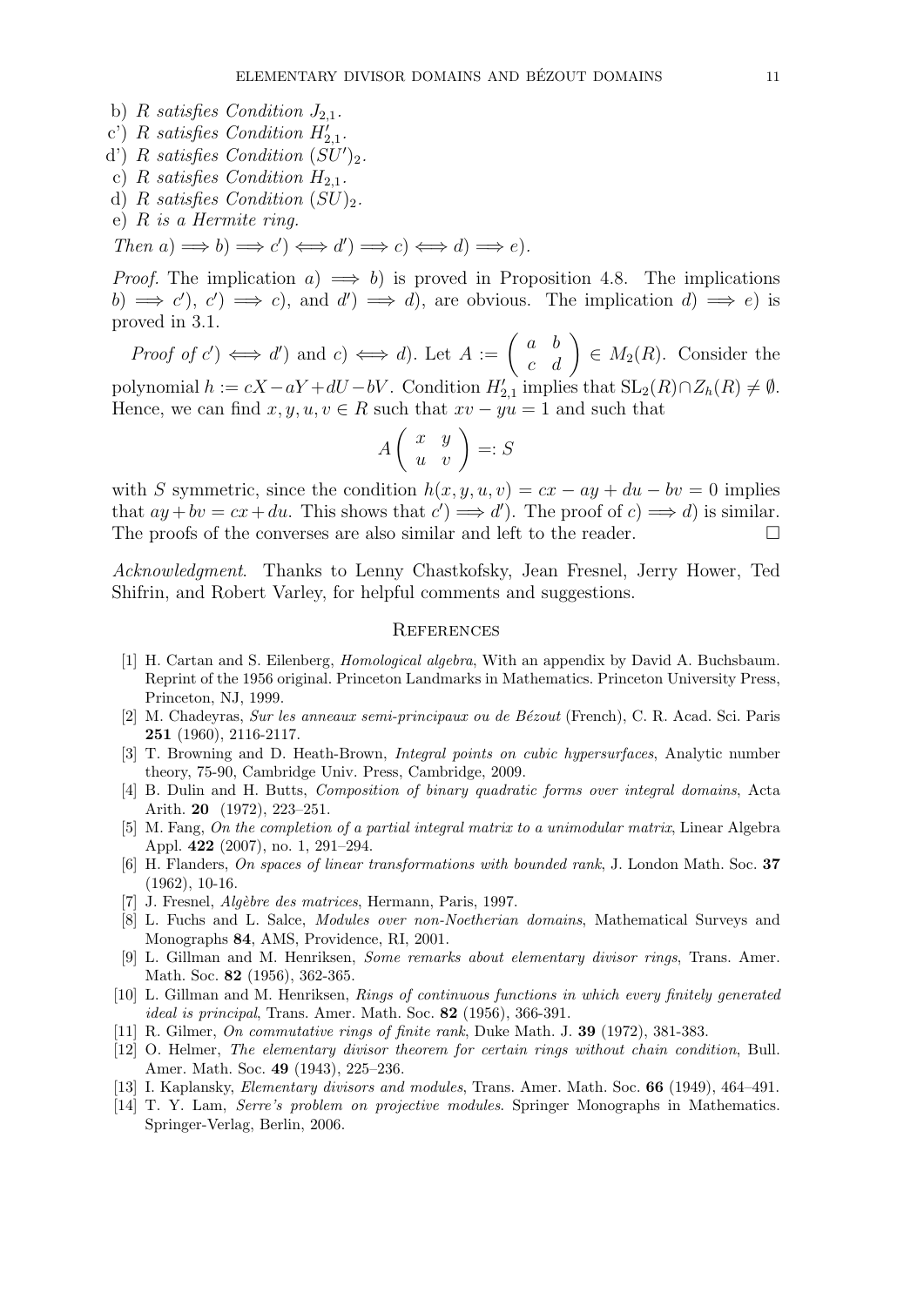b) $R$ *satisfies Condition* $J_{2,1}$.

c') $R$ *satisfies Condition* $H'_{2,1}$.

d') $R$ *satisfies Condition* $(SU')_2$.

c) $R$ *satisfies Condition* $H_{2,1}$.

d) $R$ *satisfies Condition* $(SU)_2$.

e) $R$ *is a Hermite ring.*

*Then* $a) \implies b) \implies c') \iff d') \implies c) \iff d) \implies e)$.

*Proof.* The implication $a) \implies b)$ is proved in Proposition 4.8. The implications $b) \implies c')$, $c') \implies c)$, and $d') \implies d)$, are obvious. The implication $d) \implies e)$ is proved in 3.1.

*Proof of* $c') \iff d')$ and $c) \iff d)$. Let $A := \begin{pmatrix} a & b \\ c & d \end{pmatrix} \in M_2(R)$. Consider the polynomial $h := cX - aY + dU - bV$. Condition $H'_{2,1}$ implies that $\mathrm{SL}_2(R) \cap Z_h(R) \neq \emptyset$. Hence, we can find $x, y, u, v \in R$ such that $xv - yu = 1$ and such that

$$A \begin{pmatrix} x & y \\ u & v \end{pmatrix} =: S$$

with $S$ symmetric, since the condition $h(x, y, u, v) = cx - ay + du - bv = 0$ implies that $ay + bv = cx + du$. This shows that $c') \implies d')$. The proof of $c) \implies d)$ is similar. The proofs of the converses are also similar and left to the reader. $\square$

*Acknowledgment*. Thanks to Lenny Chastkofsky, Jean Fresnel, Jerry Hower, Ted Shifrin, and Robert Varley, for helpful comments and suggestions.

## References

[1] H. Cartan and S. Eilenberg, *Homological algebra*, With an appendix by David A. Buchsbaum. Reprint of the 1956 original. Princeton Landmarks in Mathematics. Princeton University Press, Princeton, NJ, 1999.

[2] M. Chadeyras, *Sur les anneaux semi-principaux ou de Bézout* (French), C. R. Acad. Sci. Paris **251** (1960), 2116-2117.

[3] T. Browning and D. Heath-Brown, *Integral points on cubic hypersurfaces*, Analytic number theory, 75-90, Cambridge Univ. Press, Cambridge, 2009.

[4] B. Dulin and H. Butts, *Composition of binary quadratic forms over integral domains*, Acta Arith. **20** (1972), 223–251.

[5] M. Fang, *On the completion of a partial integral matrix to a unimodular matrix*, Linear Algebra Appl. **422** (2007), no. 1, 291–294.

[6] H. Flanders, *On spaces of linear transformations with bounded rank*, J. London Math. Soc. **37** (1962), 10-16.

[7] J. Fresnel, *Algèbre des matrices*, Hermann, Paris, 1997.

[8] L. Fuchs and L. Salce, *Modules over non-Noetherian domains*, Mathematical Surveys and Monographs **84**, AMS, Providence, RI, 2001.

[9] L. Gillman and M. Henriksen, *Some remarks about elementary divisor rings*, Trans. Amer. Math. Soc. **82** (1956), 362-365.

[10] L. Gillman and M. Henriksen, *Rings of continuous functions in which every finitely generated ideal is principal*, Trans. Amer. Math. Soc. **82** (1956), 366-391.

[11] R. Gilmer, *On commutative rings of finite rank*, Duke Math. J. **39** (1972), 381-383.

[12] O. Helmer, *The elementary divisor theorem for certain rings without chain condition*, Bull. Amer. Math. Soc. **49** (1943), 225–236.

[13] I. Kaplansky, *Elementary divisors and modules*, Trans. Amer. Math. Soc. **66** (1949), 464–491.

[14] T. Y. Lam, *Serre's problem on projective modules*. Springer Monographs in Mathematics. Springer-Verlag, Berlin, 2006.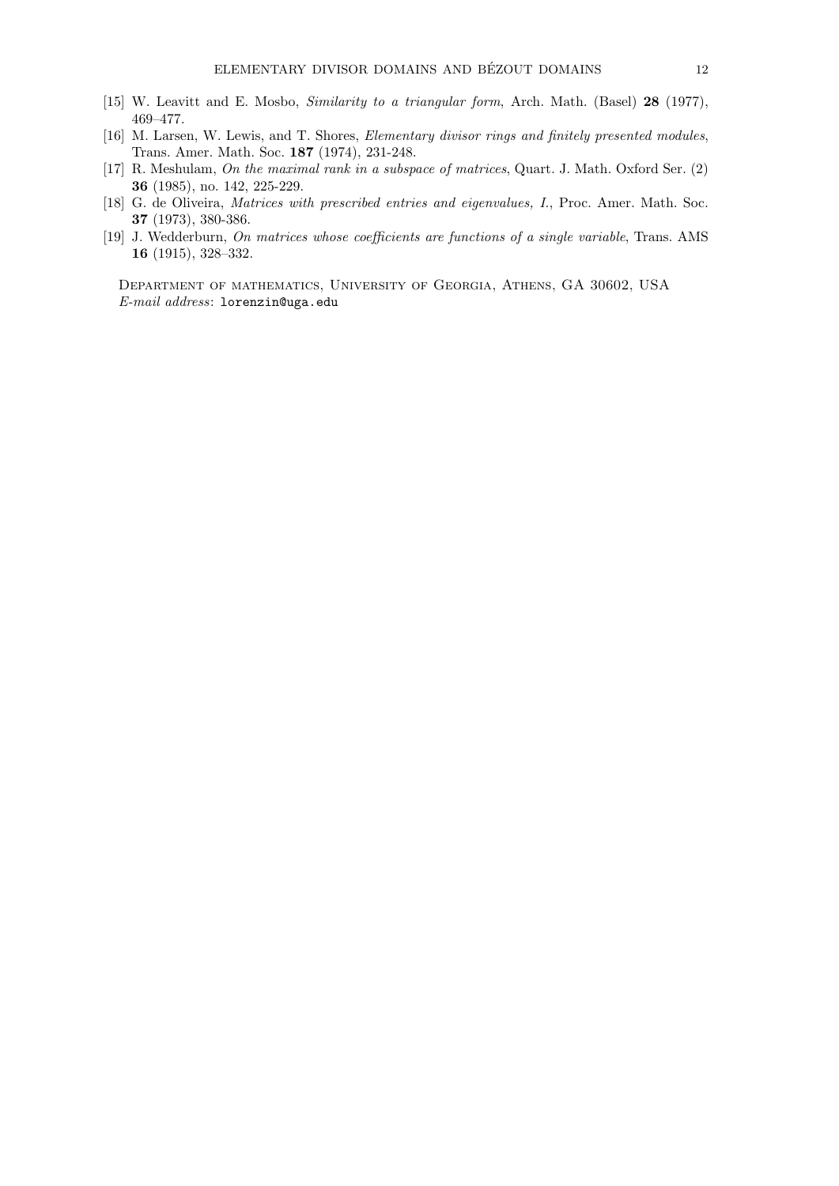[15] W. Leavitt and E. Mosbo, *Similarity to a triangular form*, Arch. Math. (Basel) **28** (1977), 469–477.

[16] M. Larsen, W. Lewis, and T. Shores, *Elementary divisor rings and finitely presented modules*, Trans. Amer. Math. Soc. **187** (1974), 231-248.

[17] R. Meshulam, *On the maximal rank in a subspace of matrices*, Quart. J. Math. Oxford Ser. (2) **36** (1985), no. 142, 225-229.

[18] G. de Oliveira, *Matrices with prescribed entries and eigenvalues, I.*, Proc. Amer. Math. Soc. **37** (1973), 380-386.

[19] J. Wedderburn, *On matrices whose coefficients are functions of a single variable*, Trans. AMS **16** (1915), 328–332.

Department of mathematics, University of Georgia, Athens, GA 30602, USA
*E-mail address*: lorenzin@uga.edu